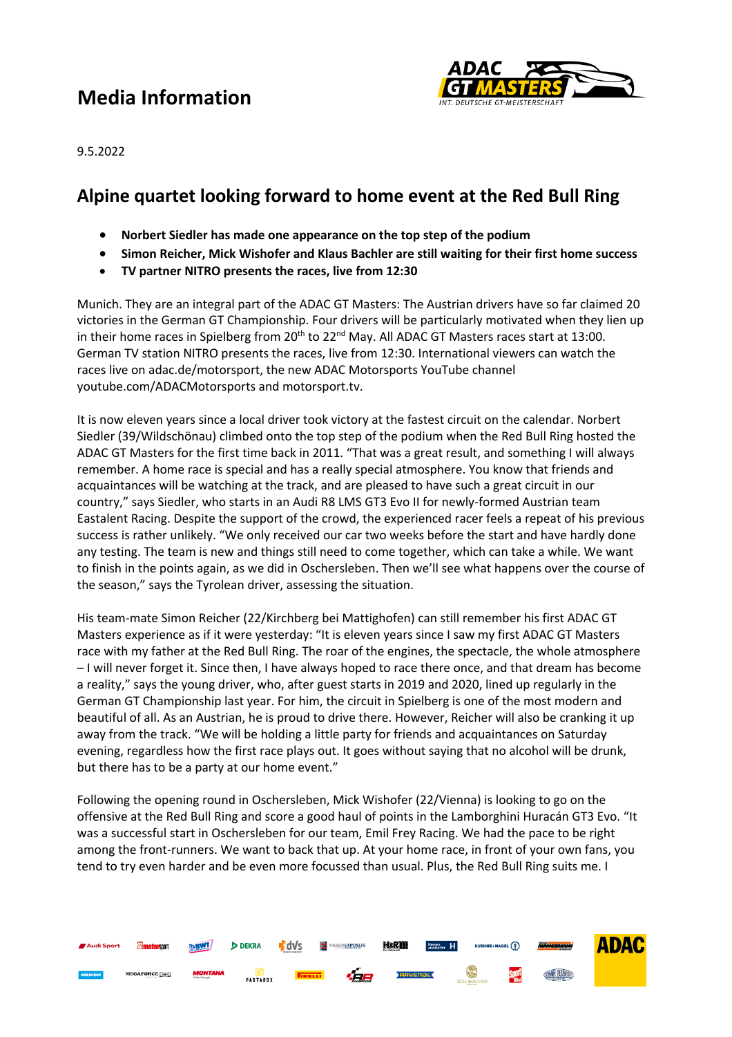# Media Information

9.5.2022

## Alpine quartet looking forward to home event at the Red Bull Ring

- **Norbert Siedler has made one appearance on the top step of the podium**
- **Simon Reicher, Mick Wishofer and Klaus Bachler are still waiting for their first home success**
- **TV partner NITRO presents the races, live from 12:30**

Munich. They are an integral part of the ADAC GT Masters: The Austrian drivers have so far claimed 20 victories in the German GT Championship. Four drivers will be particularly motivated when they lien up in their home races in Spielberg from 20th to 22nd May. All ADAC GT Masters races start at 13:00. German TV station NITRO presents the races, live from 12:30. International viewers can watch the races live on adac.de/motorsport, the new ADAC Motorsports YouTube channel youtube.com/ADACMotorsports and motorsport.tv.

It is now eleven years since a local driver took victory at the fastest circuit on the calendar. Norbert Siedler (39/Wildschönau) climbed onto the top step of the podium when the Red Bull Ring hosted the ADAC GT Masters for the first time back in 2011. "That was a great result, and something I will always remember. A home race is special and has a really special atmosphere. You know that friends and acquaintances will be watching at the track, and are pleased to have such a great circuit in our country," says Siedler, who starts in an Audi R8 LMS GT3 Evo II for newly-formed Austrian team Eastalent Racing. Despite the support of the crowd, the experienced racer feels a repeat of his previous success is rather unlikely. "We only received our car two weeks before the start and have hardly done any testing. The team is new and things still need to come together, which can take a while. We want to finish in the points again, as we did in Oschersleben. Then we'll see what happens over the course of the season," says the Tyrolean driver, assessing the situation.

His team-mate Simon Reicher (22/Kirchberg bei Mattighofen) can still remember his first ADAC GT Masters experience as if it were yesterday: "It is eleven years since I saw my first ADAC GT Masters race with my father at the Red Bull Ring. The roar of the engines, the spectacle, the whole atmosphere – I will never forget it. Since then, I have always hoped to race there once, and that dream has become a reality," says the young driver, who, after guest starts in 2019 and 2020, lined up regularly in the German GT Championship last year. For him, the circuit in Spielberg is one of the most modern and beautiful of all. As an Austrian, he is proud to drive there. However, Reicher will also be cranking it up away from the track. "We will be holding a little party for friends and acquaintances on Saturday evening, regardless how the first race plays out. It goes without saying that no alcohol will be drunk, but there has to be a party at our home event."

Following the opening round in Oschersleben, Mick Wishofer (22/Vienna) is looking to go on the offensive at the Red Bull Ring and score a good haul of points in the Lamborghini Huracán GT3 Evo. "It was a successful start in Oschersleben for our team, Emil Frey Racing. We had the pace to be right among the front-runners. We want to back that up. At your home race, in front of your own fans, you tend to try even harder and be even more focussed than usual. Plus, the Red Bull Ring suits me. I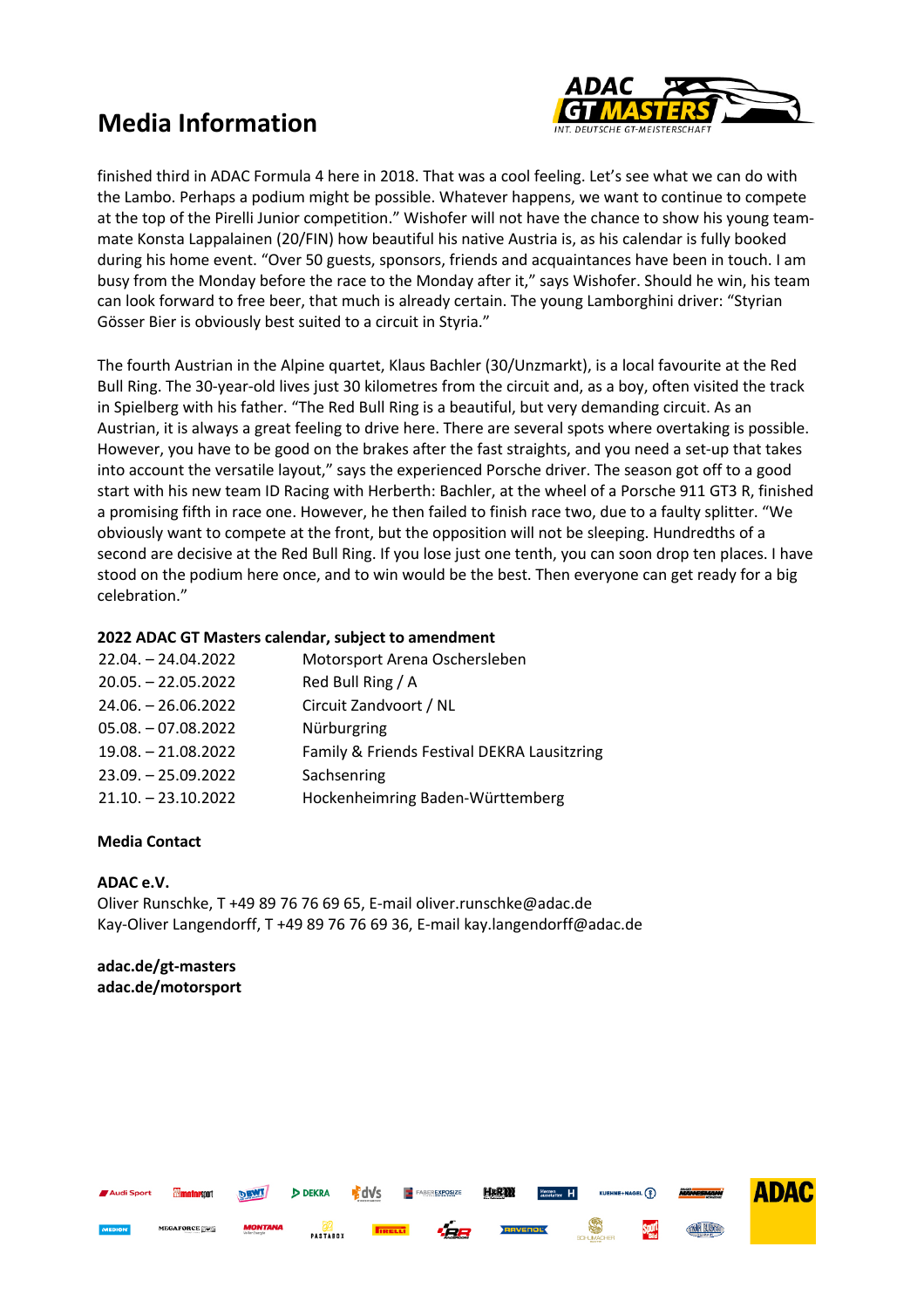finished third in ADAC Formula 4 here in 2018. That was a cool feeling. Let's see what we can do with the Lambo. Perhaps a podium might be possible. Whatever happens, we want to continue to compete at the top of the Pirelli Junior competition." Wishofer will not have the chance to show his young team-mate Konsta Lappalainen (20/FIN) how beautiful his native Austria is, as his calendar is fully booked during his home event. "Over 50 guests, sponsors, friends and acquaintances have been in touch. I am busy from the Monday before the race to the Monday after it," says Wishofer. Should he win, his team can look forward to free beer, that much is already certain. The young Lamborghini driver: "Styrian Gösser Bier is obviously best suited to a circuit in Styria."

The fourth Austrian in the Alpine quartet, Klaus Bachler (30/Unzmarkt), is a local favourite at the Red Bull Ring. The 30-year-old lives just 30 kilometres from the circuit and, as a boy, often visited the track in Spielberg with his father. "The Red Bull Ring is a beautiful, but very demanding circuit. As an Austrian, it is always a great feeling to drive here. There are several spots where overtaking is possible. However, you have to be good on the brakes after the fast straights, and you need a set-up that takes into account the versatile layout," says the experienced Porsche driver. The season got off to a good start with his new team ID Racing with Herberth: Bachler, at the wheel of a Porsche 911 GT3 R, finished a promising fifth in race one. However, he then failed to finish race two, due to a faulty splitter. "We obviously want to compete at the front, but the opposition will not be sleeping. Hundredths of a second are decisive at the Red Bull Ring. If you lose just one tenth, you can soon drop ten places. I have stood on the podium here once, and to win would be the best. Then everyone can get ready for a big celebration."

**2022 ADAC GT Masters calendar, subject to amendment**

| | |
|---|---|
| 22.04. – 24.04.2022 | Motorsport Arena Oschersleben |
| 20.05. – 22.05.2022 | Red Bull Ring / A |
| 24.06. – 26.06.2022 | Circuit Zandvoort / NL |
| 05.08. – 07.08.2022 | Nürburgring |
| 19.08. – 21.08.2022 | Family & Friends Festival DEKRA Lausitzring |
| 23.09. – 25.09.2022 | Sachsenring |
| 21.10. – 23.10.2022 | Hockenheimring Baden-Württemberg |

**Media Contact**

**ADAC e.V.**
Oliver Runschke, T +49 89 76 76 69 65, E-mail oliver.runschke@adac.de
Kay-Oliver Langendorff, T +49 89 76 76 69 36, E-mail kay.langendorff@adac.de

**adac.de/gt-masters**
**adac.de/motorsport**